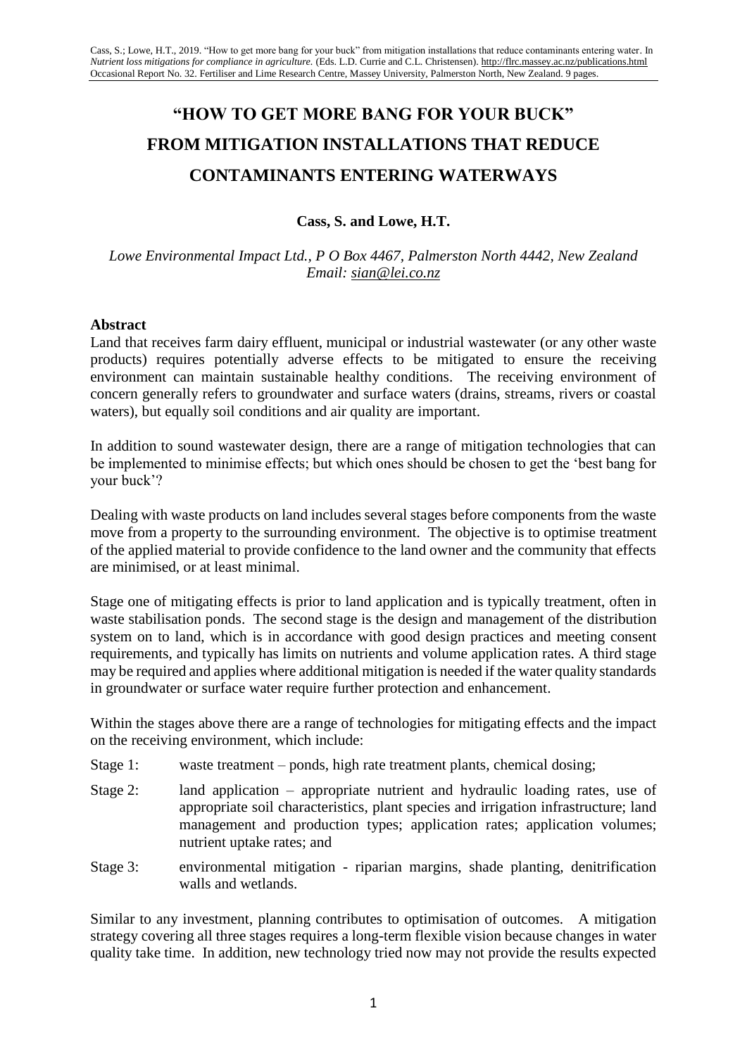Cass, S.; Lowe, H.T., 2019. "How to get more bang for your buck" from mitigation installations that reduce contaminants entering water. In *Nutrient loss mitigations for compliance in agriculture.* (Eds. L.D. Currie and C.L. Christensen). http://flrc.massey.ac.nz/publications.html Occasional Report No. 32. Fertiliser and Lime Research Centre, Massey University, Palmerston North, New Zealand. 9 pages.

# "HOW TO GET MORE BANG FOR YOUR BUCK" FROM MITIGATION INSTALLATIONS THAT REDUCE CONTAMINANTS ENTERING WATERWAYS

**Cass, S. and Lowe, H.T.**

*Lowe Environmental Impact Ltd., P O Box 4467, Palmerston North 4442, New Zealand*
*Email: sian@lei.co.nz*

## Abstract

Land that receives farm dairy effluent, municipal or industrial wastewater (or any other waste products) requires potentially adverse effects to be mitigated to ensure the receiving environment can maintain sustainable healthy conditions. The receiving environment of concern generally refers to groundwater and surface waters (drains, streams, rivers or coastal waters), but equally soil conditions and air quality are important.

In addition to sound wastewater design, there are a range of mitigation technologies that can be implemented to minimise effects; but which ones should be chosen to get the 'best bang for your buck'?

Dealing with waste products on land includes several stages before components from the waste move from a property to the surrounding environment. The objective is to optimise treatment of the applied material to provide confidence to the land owner and the community that effects are minimised, or at least minimal.

Stage one of mitigating effects is prior to land application and is typically treatment, often in waste stabilisation ponds. The second stage is the design and management of the distribution system on to land, which is in accordance with good design practices and meeting consent requirements, and typically has limits on nutrients and volume application rates. A third stage may be required and applies where additional mitigation is needed if the water quality standards in groundwater or surface water require further protection and enhancement.

Within the stages above there are a range of technologies for mitigating effects and the impact on the receiving environment, which include:

Stage 1: waste treatment – ponds, high rate treatment plants, chemical dosing;

Stage 2: land application – appropriate nutrient and hydraulic loading rates, use of appropriate soil characteristics, plant species and irrigation infrastructure; land management and production types; application rates; application volumes; nutrient uptake rates; and

Stage 3: environmental mitigation - riparian margins, shade planting, denitrification walls and wetlands.

Similar to any investment, planning contributes to optimisation of outcomes. A mitigation strategy covering all three stages requires a long-term flexible vision because changes in water quality take time. In addition, new technology tried now may not provide the results expected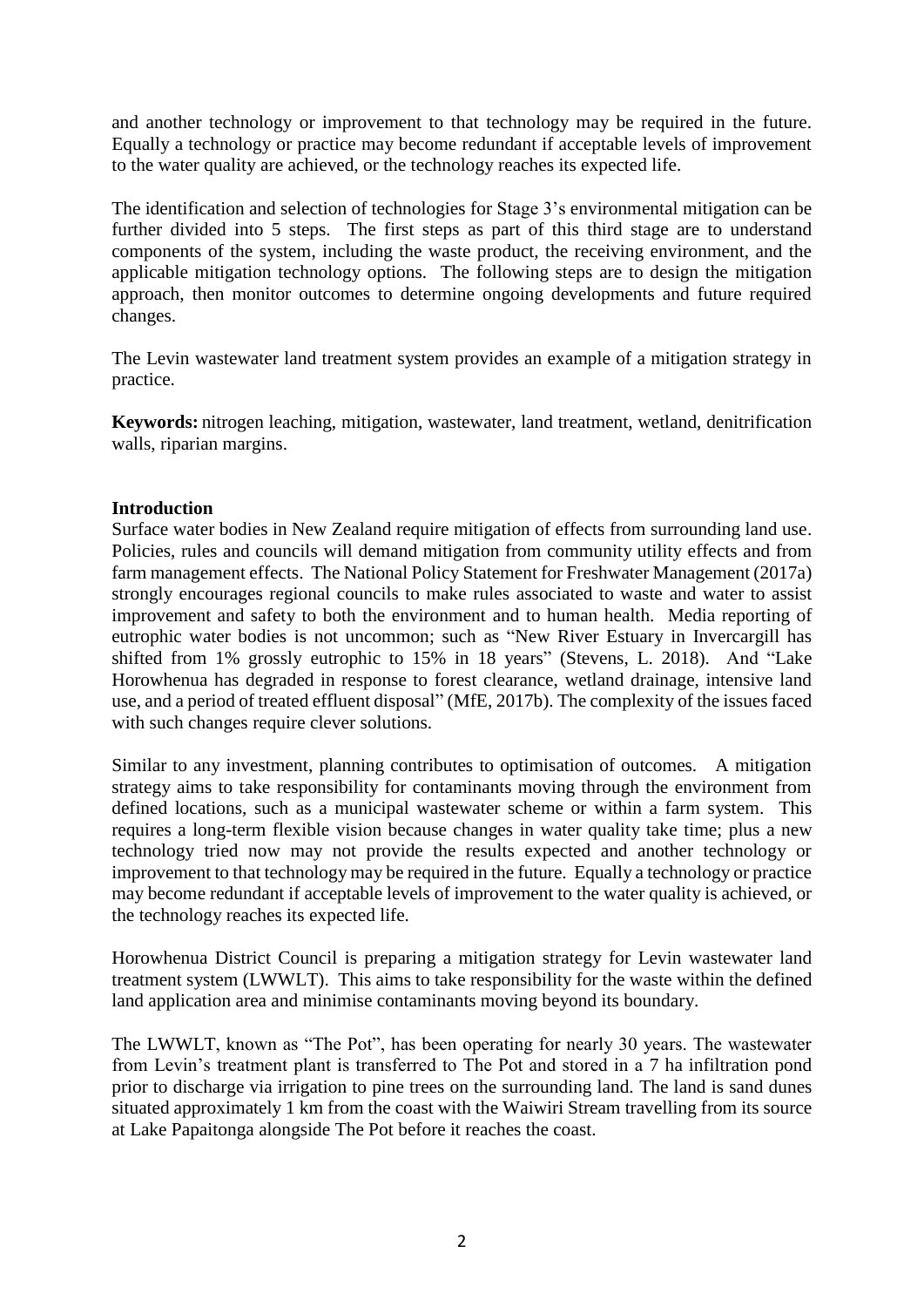and another technology or improvement to that technology may be required in the future. Equally a technology or practice may become redundant if acceptable levels of improvement to the water quality are achieved, or the technology reaches its expected life.

The identification and selection of technologies for Stage 3's environmental mitigation can be further divided into 5 steps. The first steps as part of this third stage are to understand components of the system, including the waste product, the receiving environment, and the applicable mitigation technology options. The following steps are to design the mitigation approach, then monitor outcomes to determine ongoing developments and future required changes.

The Levin wastewater land treatment system provides an example of a mitigation strategy in practice.

**Keywords:** nitrogen leaching, mitigation, wastewater, land treatment, wetland, denitrification walls, riparian margins.

## Introduction

Surface water bodies in New Zealand require mitigation of effects from surrounding land use. Policies, rules and councils will demand mitigation from community utility effects and from farm management effects. The National Policy Statement for Freshwater Management (2017a) strongly encourages regional councils to make rules associated to waste and water to assist improvement and safety to both the environment and to human health. Media reporting of eutrophic water bodies is not uncommon; such as "New River Estuary in Invercargill has shifted from 1% grossly eutrophic to 15% in 18 years" (Stevens, L. 2018). And "Lake Horowhenua has degraded in response to forest clearance, wetland drainage, intensive land use, and a period of treated effluent disposal" (MfE, 2017b). The complexity of the issues faced with such changes require clever solutions.

Similar to any investment, planning contributes to optimisation of outcomes. A mitigation strategy aims to take responsibility for contaminants moving through the environment from defined locations, such as a municipal wastewater scheme or within a farm system. This requires a long-term flexible vision because changes in water quality take time; plus a new technology tried now may not provide the results expected and another technology or improvement to that technology may be required in the future. Equally a technology or practice may become redundant if acceptable levels of improvement to the water quality is achieved, or the technology reaches its expected life.

Horowhenua District Council is preparing a mitigation strategy for Levin wastewater land treatment system (LWWLT). This aims to take responsibility for the waste within the defined land application area and minimise contaminants moving beyond its boundary.

The LWWLT, known as "The Pot", has been operating for nearly 30 years. The wastewater from Levin's treatment plant is transferred to The Pot and stored in a 7 ha infiltration pond prior to discharge via irrigation to pine trees on the surrounding land. The land is sand dunes situated approximately 1 km from the coast with the Waiwiri Stream travelling from its source at Lake Papaitonga alongside The Pot before it reaches the coast.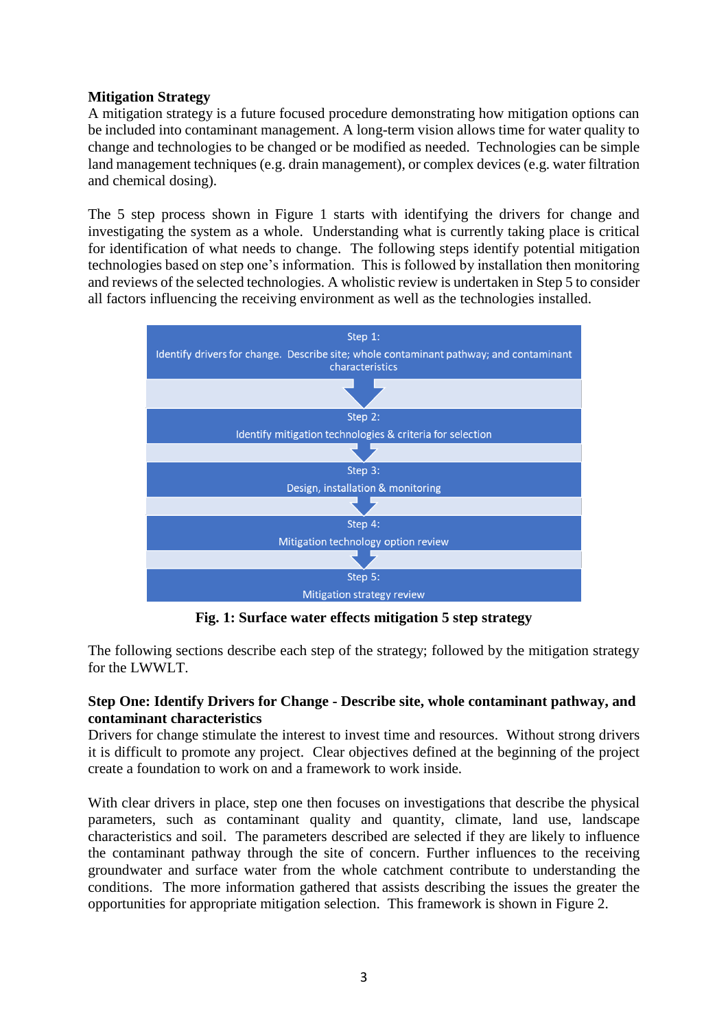## Mitigation Strategy

A mitigation strategy is a future focused procedure demonstrating how mitigation options can be included into contaminant management. A long-term vision allows time for water quality to change and technologies to be changed or be modified as needed. Technologies can be simple land management techniques (e.g. drain management), or complex devices (e.g. water filtration and chemical dosing).

The 5 step process shown in Figure 1 starts with identifying the drivers for change and investigating the system as a whole. Understanding what is currently taking place is critical for identification of what needs to change. The following steps identify potential mitigation technologies based on step one's information. This is followed by installation then monitoring and reviews of the selected technologies. A wholistic review is undertaken in Step 5 to consider all factors influencing the receiving environment as well as the technologies installed.

Step 1:
Identify drivers for change. Describe site; whole contaminant pathway; and contaminant characteristics

↓

Step 2:
Identify mitigation technologies & criteria for selection

↓

Step 3:
Design, installation & monitoring

↓

Step 4:
Mitigation technology option review

↓

Step 5:
Mitigation strategy review

**Fig. 1: Surface water effects mitigation 5 step strategy**

The following sections describe each step of the strategy; followed by the mitigation strategy for the LWWLT.

### Step One: Identify Drivers for Change - Describe site, whole contaminant pathway, and contaminant characteristics

Drivers for change stimulate the interest to invest time and resources. Without strong drivers it is difficult to promote any project. Clear objectives defined at the beginning of the project create a foundation to work on and a framework to work inside.

With clear drivers in place, step one then focuses on investigations that describe the physical parameters, such as contaminant quality and quantity, climate, land use, landscape characteristics and soil. The parameters described are selected if they are likely to influence the contaminant pathway through the site of concern. Further influences to the receiving groundwater and surface water from the whole catchment contribute to understanding the conditions. The more information gathered that assists describing the issues the greater the opportunities for appropriate mitigation selection. This framework is shown in Figure 2.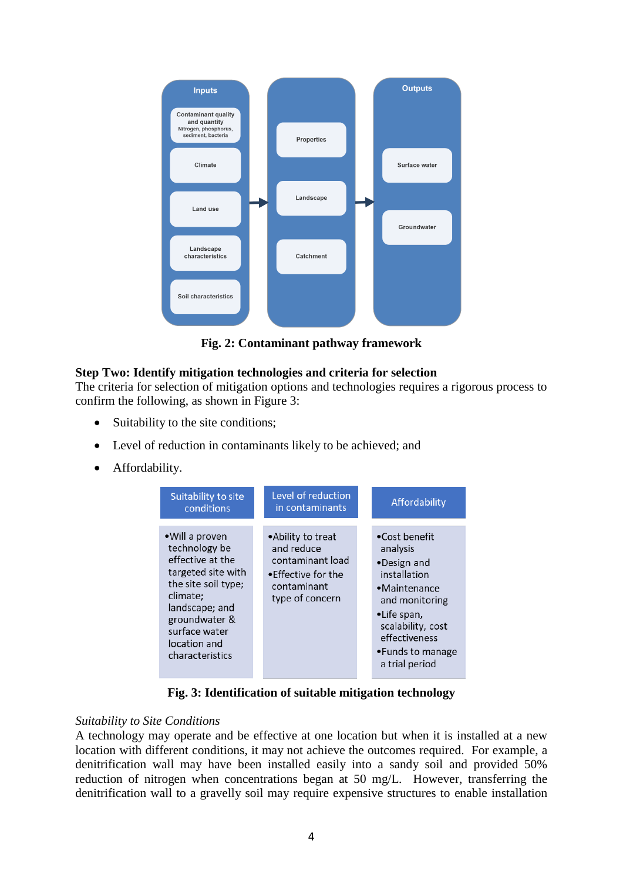**Fig. 2: Contaminant pathway framework**

**Step Two: Identify mitigation technologies and criteria for selection**

The criteria for selection of mitigation options and technologies requires a rigorous process to confirm the following, as shown in Figure 3:

- Suitability to the site conditions;
- Level of reduction in contaminants likely to be achieved; and
- Affordability.

| Suitability to site conditions | Level of reduction in contaminants | Affordability |
|---|---|---|
| •Will a proven technology be effective at the targeted site with the site soil type; climate; landscape; and groundwater & surface water location and characteristics | •Ability to treat and reduce contaminant load<br>•Effective for the contaminant type of concern | •Cost benefit analysis<br>•Design and installation<br>•Maintenance and monitoring<br>•Life span, scalability, cost effectiveness<br>•Funds to manage a trial period |

**Fig. 3: Identification of suitable mitigation technology**

*Suitability to Site Conditions*

A technology may operate and be effective at one location but when it is installed at a new location with different conditions, it may not achieve the outcomes required. For example, a denitrification wall may have been installed easily into a sandy soil and provided 50% reduction of nitrogen when concentrations began at 50 mg/L. However, transferring the denitrification wall to a gravelly soil may require expensive structures to enable installation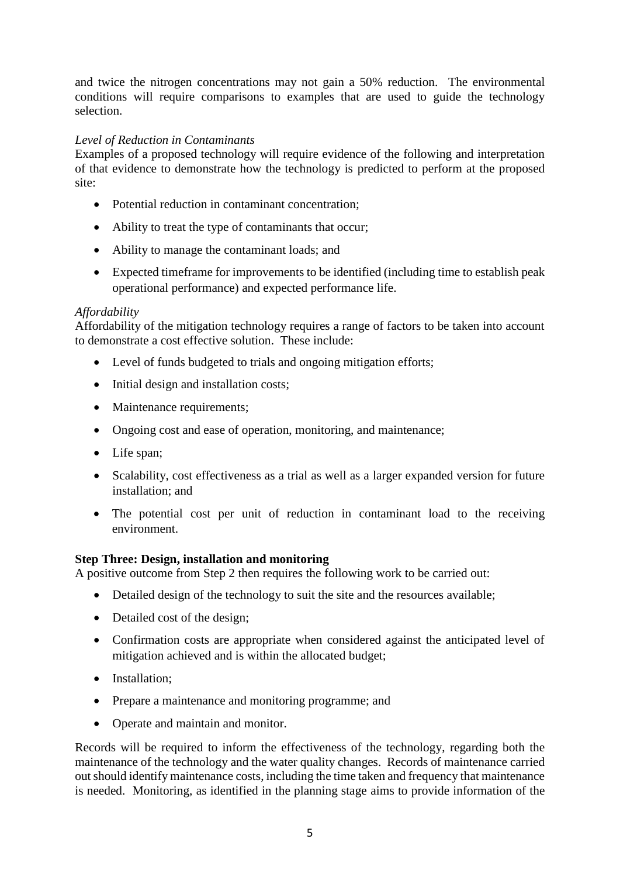and twice the nitrogen concentrations may not gain a 50% reduction. The environmental conditions will require comparisons to examples that are used to guide the technology selection.

*Level of Reduction in Contaminants*

Examples of a proposed technology will require evidence of the following and interpretation of that evidence to demonstrate how the technology is predicted to perform at the proposed site:

- Potential reduction in contaminant concentration;
- Ability to treat the type of contaminants that occur;
- Ability to manage the contaminant loads; and
- Expected timeframe for improvements to be identified (including time to establish peak operational performance) and expected performance life.

*Affordability*

Affordability of the mitigation technology requires a range of factors to be taken into account to demonstrate a cost effective solution. These include:

- Level of funds budgeted to trials and ongoing mitigation efforts;
- Initial design and installation costs;
- Maintenance requirements;
- Ongoing cost and ease of operation, monitoring, and maintenance;
- Life span;
- Scalability, cost effectiveness as a trial as well as a larger expanded version for future installation; and
- The potential cost per unit of reduction in contaminant load to the receiving environment.

**Step Three: Design, installation and monitoring**

A positive outcome from Step 2 then requires the following work to be carried out:

- Detailed design of the technology to suit the site and the resources available;
- Detailed cost of the design;
- Confirmation costs are appropriate when considered against the anticipated level of mitigation achieved and is within the allocated budget;
- Installation;
- Prepare a maintenance and monitoring programme; and
- Operate and maintain and monitor.

Records will be required to inform the effectiveness of the technology, regarding both the maintenance of the technology and the water quality changes. Records of maintenance carried out should identify maintenance costs, including the time taken and frequency that maintenance is needed. Monitoring, as identified in the planning stage aims to provide information of the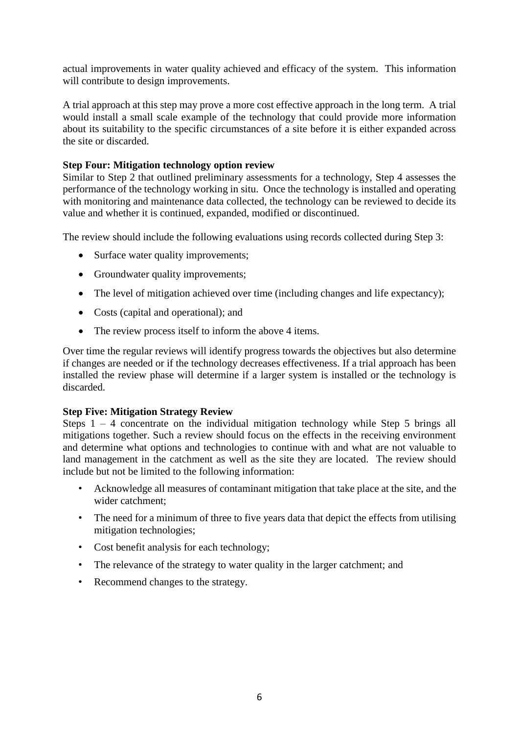actual improvements in water quality achieved and efficacy of the system. This information will contribute to design improvements.

A trial approach at this step may prove a more cost effective approach in the long term. A trial would install a small scale example of the technology that could provide more information about its suitability to the specific circumstances of a site before it is either expanded across the site or discarded.

**Step Four: Mitigation technology option review**

Similar to Step 2 that outlined preliminary assessments for a technology, Step 4 assesses the performance of the technology working in situ. Once the technology is installed and operating with monitoring and maintenance data collected, the technology can be reviewed to decide its value and whether it is continued, expanded, modified or discontinued.

The review should include the following evaluations using records collected during Step 3:

- Surface water quality improvements;
- Groundwater quality improvements;
- The level of mitigation achieved over time (including changes and life expectancy);
- Costs (capital and operational); and
- The review process itself to inform the above 4 items.

Over time the regular reviews will identify progress towards the objectives but also determine if changes are needed or if the technology decreases effectiveness. If a trial approach has been installed the review phase will determine if a larger system is installed or the technology is discarded.

**Step Five: Mitigation Strategy Review**

Steps 1 – 4 concentrate on the individual mitigation technology while Step 5 brings all mitigations together. Such a review should focus on the effects in the receiving environment and determine what options and technologies to continue with and what are not valuable to land management in the catchment as well as the site they are located. The review should include but not be limited to the following information:

- Acknowledge all measures of contaminant mitigation that take place at the site, and the wider catchment;
- The need for a minimum of three to five years data that depict the effects from utilising mitigation technologies;
- Cost benefit analysis for each technology;
- The relevance of the strategy to water quality in the larger catchment; and
- Recommend changes to the strategy.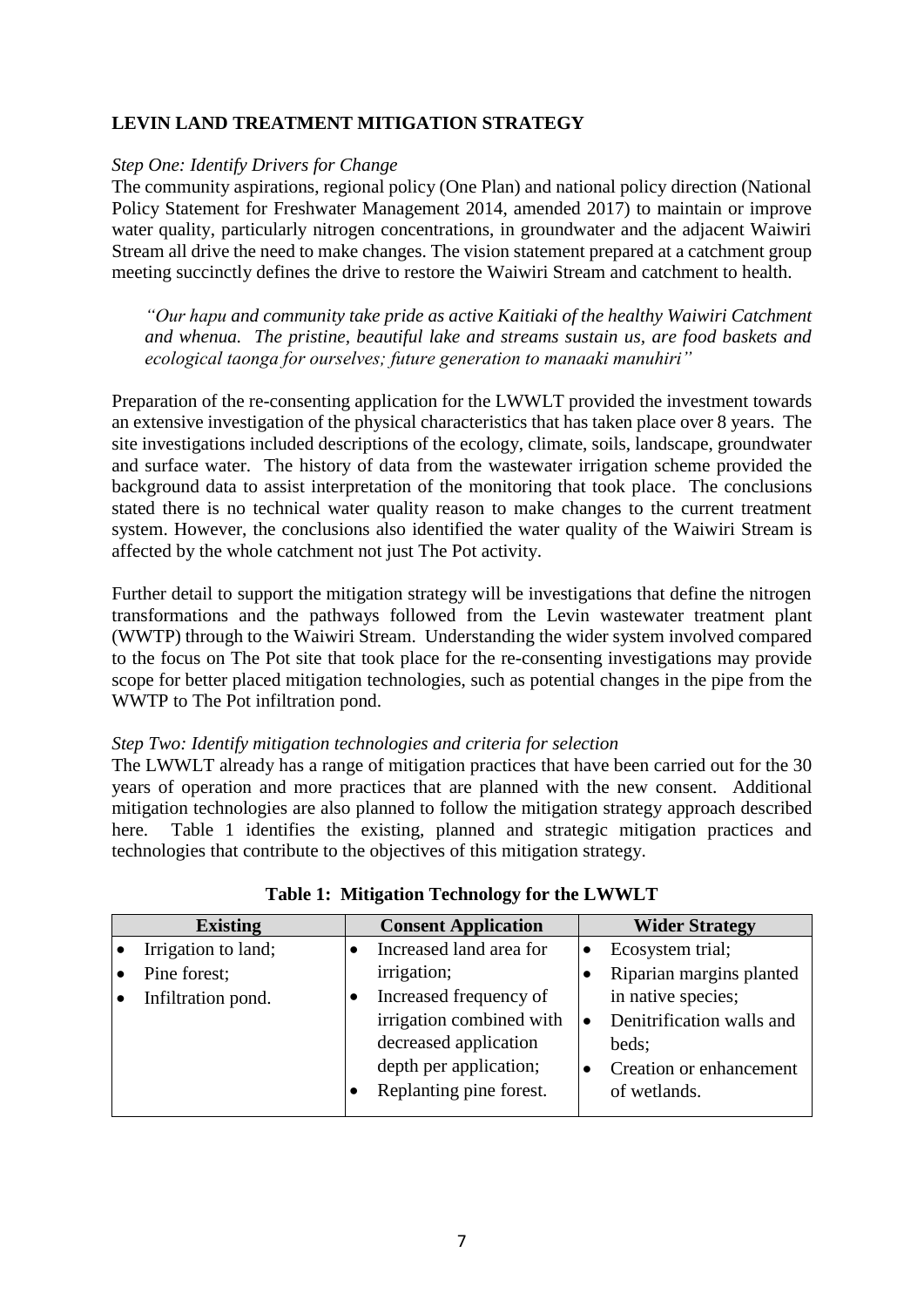**LEVIN LAND TREATMENT MITIGATION STRATEGY**

*Step One: Identify Drivers for Change*

The community aspirations, regional policy (One Plan) and national policy direction (National Policy Statement for Freshwater Management 2014, amended 2017) to maintain or improve water quality, particularly nitrogen concentrations, in groundwater and the adjacent Waiwiri Stream all drive the need to make changes. The vision statement prepared at a catchment group meeting succinctly defines the drive to restore the Waiwiri Stream and catchment to health.

> *"Our hapu and community take pride as active Kaitiaki of the healthy Waiwiri Catchment and whenua. The pristine, beautiful lake and streams sustain us, are food baskets and ecological taonga for ourselves; future generation to manaaki manuhiri"*

Preparation of the re-consenting application for the LWWLT provided the investment towards an extensive investigation of the physical characteristics that has taken place over 8 years. The site investigations included descriptions of the ecology, climate, soils, landscape, groundwater and surface water. The history of data from the wastewater irrigation scheme provided the background data to assist interpretation of the monitoring that took place. The conclusions stated there is no technical water quality reason to make changes to the current treatment system. However, the conclusions also identified the water quality of the Waiwiri Stream is affected by the whole catchment not just The Pot activity.

Further detail to support the mitigation strategy will be investigations that define the nitrogen transformations and the pathways followed from the Levin wastewater treatment plant (WWTP) through to the Waiwiri Stream. Understanding the wider system involved compared to the focus on The Pot site that took place for the re-consenting investigations may provide scope for better placed mitigation technologies, such as potential changes in the pipe from the WWTP to The Pot infiltration pond.

*Step Two: Identify mitigation technologies and criteria for selection*

The LWWLT already has a range of mitigation practices that have been carried out for the 30 years of operation and more practices that are planned with the new consent. Additional mitigation technologies are also planned to follow the mitigation strategy approach described here. Table 1 identifies the existing, planned and strategic mitigation practices and technologies that contribute to the objectives of this mitigation strategy.

**Table 1: Mitigation Technology for the LWWLT**

| Existing | Consent Application | Wider Strategy |
|---|---|---|
| • Irrigation to land;<br>• Pine forest;<br>• Infiltration pond. | • Increased land area for irrigation;<br>• Increased frequency of irrigation combined with decreased application depth per application;<br>• Replanting pine forest. | • Ecosystem trial;<br>• Riparian margins planted in native species;<br>• Denitrification walls and beds;<br>• Creation or enhancement of wetlands. |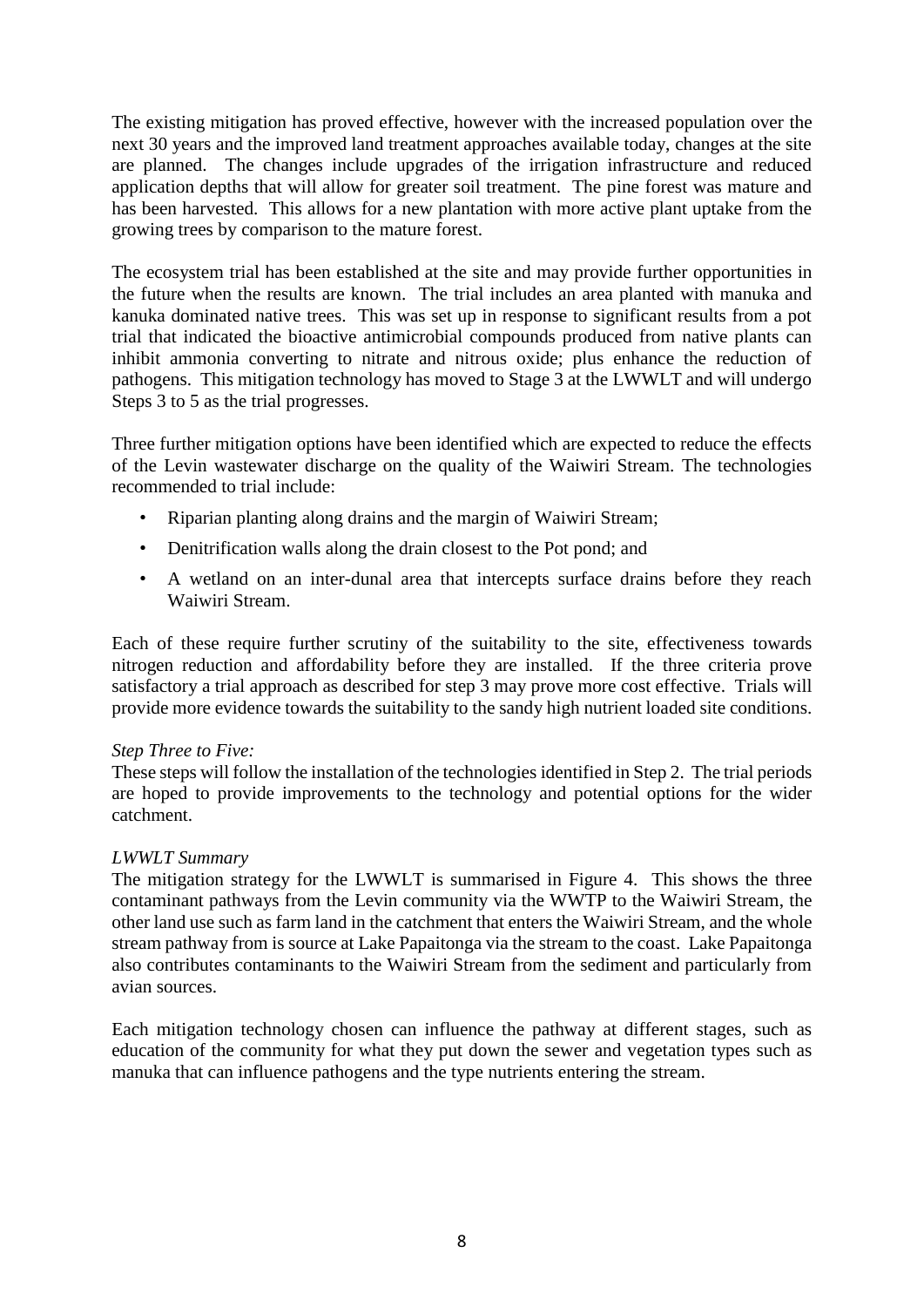The existing mitigation has proved effective, however with the increased population over the next 30 years and the improved land treatment approaches available today, changes at the site are planned. The changes include upgrades of the irrigation infrastructure and reduced application depths that will allow for greater soil treatment. The pine forest was mature and has been harvested. This allows for a new plantation with more active plant uptake from the growing trees by comparison to the mature forest.

The ecosystem trial has been established at the site and may provide further opportunities in the future when the results are known. The trial includes an area planted with manuka and kanuka dominated native trees. This was set up in response to significant results from a pot trial that indicated the bioactive antimicrobial compounds produced from native plants can inhibit ammonia converting to nitrate and nitrous oxide; plus enhance the reduction of pathogens. This mitigation technology has moved to Stage 3 at the LWWLT and will undergo Steps 3 to 5 as the trial progresses.

Three further mitigation options have been identified which are expected to reduce the effects of the Levin wastewater discharge on the quality of the Waiwiri Stream. The technologies recommended to trial include:

- Riparian planting along drains and the margin of Waiwiri Stream;
- Denitrification walls along the drain closest to the Pot pond; and
- A wetland on an inter-dunal area that intercepts surface drains before they reach Waiwiri Stream.

Each of these require further scrutiny of the suitability to the site, effectiveness towards nitrogen reduction and affordability before they are installed. If the three criteria prove satisfactory a trial approach as described for step 3 may prove more cost effective. Trials will provide more evidence towards the suitability to the sandy high nutrient loaded site conditions.

*Step Three to Five:*

These steps will follow the installation of the technologies identified in Step 2. The trial periods are hoped to provide improvements to the technology and potential options for the wider catchment.

*LWWLT Summary*

The mitigation strategy for the LWWLT is summarised in Figure 4. This shows the three contaminant pathways from the Levin community via the WWTP to the Waiwiri Stream, the other land use such as farm land in the catchment that enters the Waiwiri Stream, and the whole stream pathway from is source at Lake Papaitonga via the stream to the coast. Lake Papaitonga also contributes contaminants to the Waiwiri Stream from the sediment and particularly from avian sources.

Each mitigation technology chosen can influence the pathway at different stages, such as education of the community for what they put down the sewer and vegetation types such as manuka that can influence pathogens and the type nutrients entering the stream.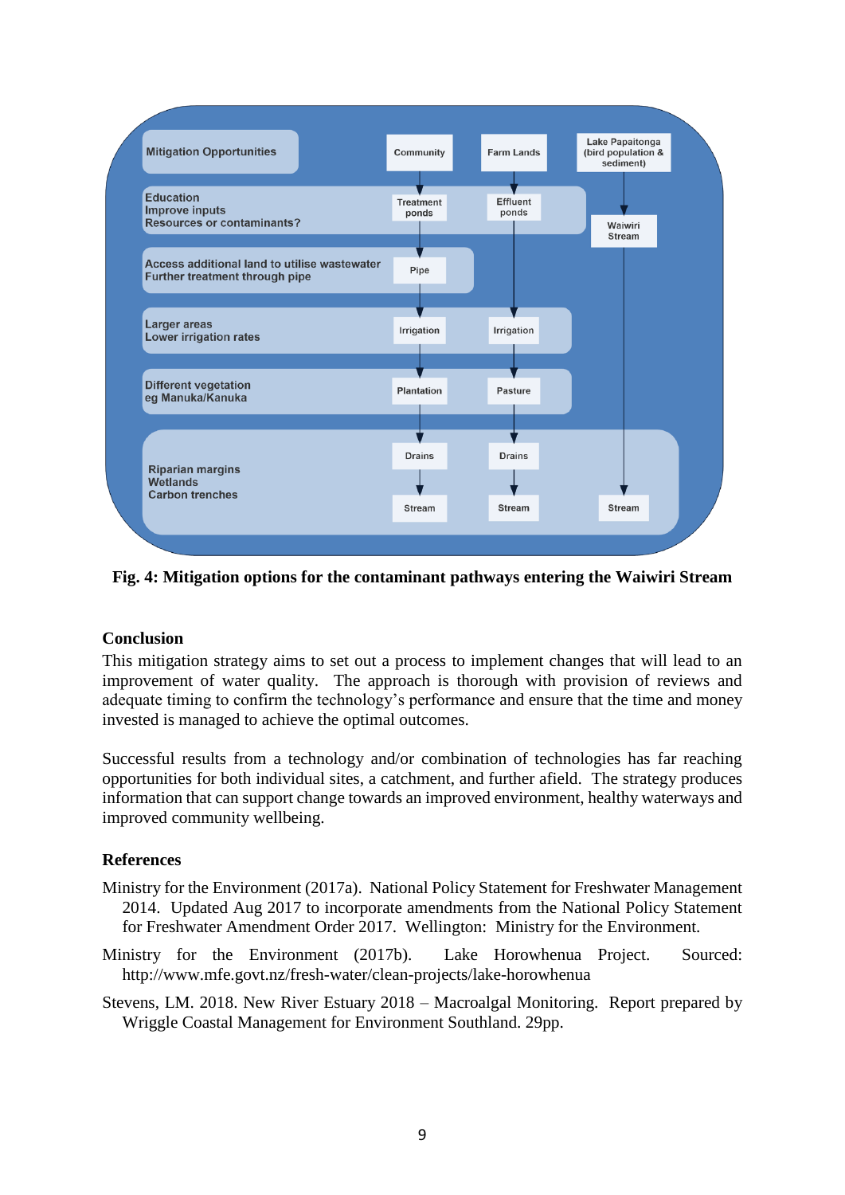Mitigation Opportunities

Community

Farm Lands

Lake Papaitonga (bird population & sediment)

Education
Improve inputs
Resources or contaminants?

Treatment ponds

Effluent ponds

Waiwiri Stream

Access additional land to utilise wastewater
Further treatment through pipe

Pipe

Larger areas
Lower irrigation rates

Irrigation

Irrigation

Different vegetation
eg Manuka/Kanuka

Plantation

Pasture

Riparian margins
Wetlands
Carbon trenches

Drains

Drains

Stream

Stream

Stream

**Fig. 4: Mitigation options for the contaminant pathways entering the Waiwiri Stream**

## Conclusion

This mitigation strategy aims to set out a process to implement changes that will lead to an improvement of water quality. The approach is thorough with provision of reviews and adequate timing to confirm the technology's performance and ensure that the time and money invested is managed to achieve the optimal outcomes.

Successful results from a technology and/or combination of technologies has far reaching opportunities for both individual sites, a catchment, and further afield. The strategy produces information that can support change towards an improved environment, healthy waterways and improved community wellbeing.

## References

Ministry for the Environment (2017a). National Policy Statement for Freshwater Management 2014. Updated Aug 2017 to incorporate amendments from the National Policy Statement for Freshwater Amendment Order 2017. Wellington: Ministry for the Environment.

Ministry for the Environment (2017b). Lake Horowhenua Project. Sourced: http://www.mfe.govt.nz/fresh-water/clean-projects/lake-horowhenua

Stevens, LM. 2018. New River Estuary 2018 – Macroalgal Monitoring. Report prepared by Wriggle Coastal Management for Environment Southland. 29pp.